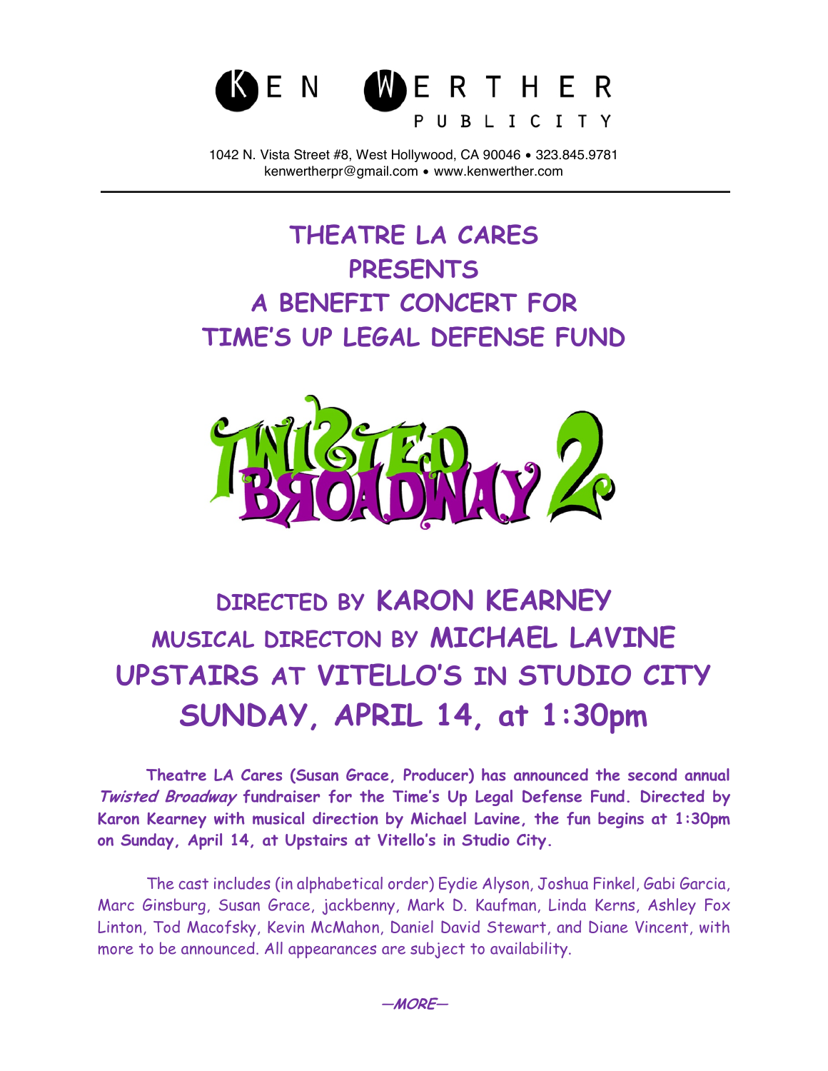KEN WERTHER PUBLICITY

1042 N. Vista Street #8, West Hollywood, CA 90046 • 323.845.9781
kenwertherpr@gmail.com • www.kenwerther.com

# THEATRE LA CARES PRESENTS A BENEFIT CONCERT FOR TIME'S UP LEGAL DEFENSE FUND

# TWISTED BROADWAY 2

## DIRECTED BY KARON KEARNEY
## MUSICAL DIRECTON BY MICHAEL LAVINE
## UPSTAIRS AT VITELLO'S IN STUDIO CITY
## SUNDAY, APRIL 14, at 1:30pm

**Theatre LA Cares (Susan Grace, Producer) has announced the second annual *Twisted Broadway* fundraiser for the Time's Up Legal Defense Fund. Directed by Karon Kearney with musical direction by Michael Lavine, the fun begins at 1:30pm on Sunday, April 14, at Upstairs at Vitello's in Studio City.**

The cast includes (in alphabetical order) Eydie Alyson, Joshua Finkel, Gabi Garcia, Marc Ginsburg, Susan Grace, jackbenny, Mark D. Kaufman, Linda Kerns, Ashley Fox Linton, Tod Macofsky, Kevin McMahon, Daniel David Stewart, and Diane Vincent, with more to be announced. All appearances are subject to availability.

***—MORE—***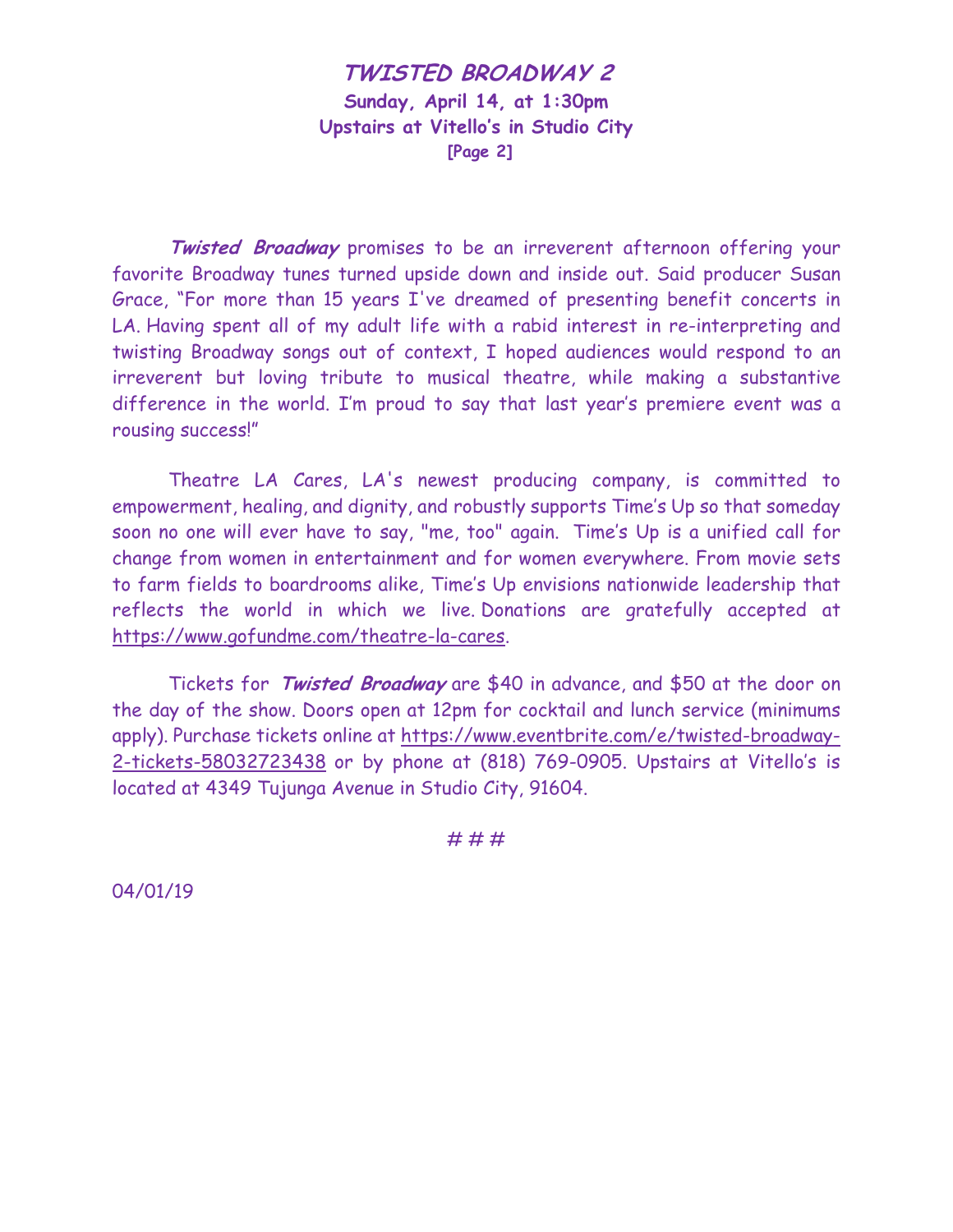**Twisted Broadway** promises to be an irreverent afternoon offering your favorite Broadway tunes turned upside down and inside out. Said producer Susan Grace, "For more than 15 years I've dreamed of presenting benefit concerts in LA. Having spent all of my adult life with a rabid interest in re-interpreting and twisting Broadway songs out of context, I hoped audiences would respond to an irreverent but loving tribute to musical theatre, while making a substantive difference in the world. I'm proud to say that last year's premiere event was a rousing success!"

Theatre LA Cares, LA's newest producing company, is committed to empowerment, healing, and dignity, and robustly supports Time's Up so that someday soon no one will ever have to say, "me, too" again. Time's Up is a unified call for change from women in entertainment and for women everywhere. From movie sets to farm fields to boardrooms alike, Time's Up envisions nationwide leadership that reflects the world in which we live. Donations are gratefully accepted at https://www.gofundme.com/theatre-la-cares.

Tickets for ***Twisted Broadway*** are $40 in advance, and $50 at the door on the day of the show. Doors open at 12pm for cocktail and lunch service (minimums apply). Purchase tickets online at https://www.eventbrite.com/e/twisted-broadway-2-tickets-58032723438 or by phone at (818) 769-0905. Upstairs at Vitello's is located at 4349 Tujunga Avenue in Studio City, 91604.

# # #

04/01/19